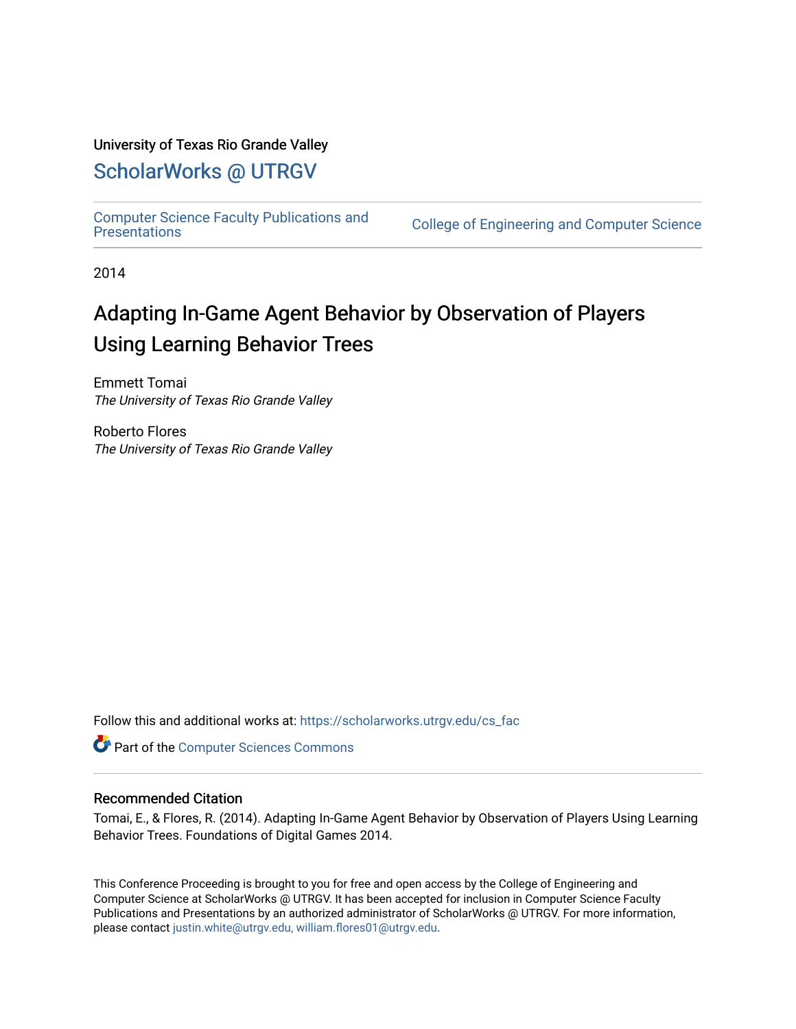University of Texas Rio Grande Valley

## ScholarWorks @ UTRGV

Computer Science Faculty Publications and Presentations | College of Engineering and Computer Science

2014

# Adapting In-Game Agent Behavior by Observation of Players Using Learning Behavior Trees

Emmett Tomai
*The University of Texas Rio Grande Valley*

Roberto Flores
*The University of Texas Rio Grande Valley*

Follow this and additional works at: https://scholarworks.utrgv.edu/cs_fac

Part of the Computer Sciences Commons

### Recommended Citation

Tomai, E., & Flores, R. (2014). Adapting In-Game Agent Behavior by Observation of Players Using Learning Behavior Trees. Foundations of Digital Games 2014.

This Conference Proceeding is brought to you for free and open access by the College of Engineering and Computer Science at ScholarWorks @ UTRGV. It has been accepted for inclusion in Computer Science Faculty Publications and Presentations by an authorized administrator of ScholarWorks @ UTRGV. For more information, please contact justin.white@utrgv.edu, william.flores01@utrgv.edu.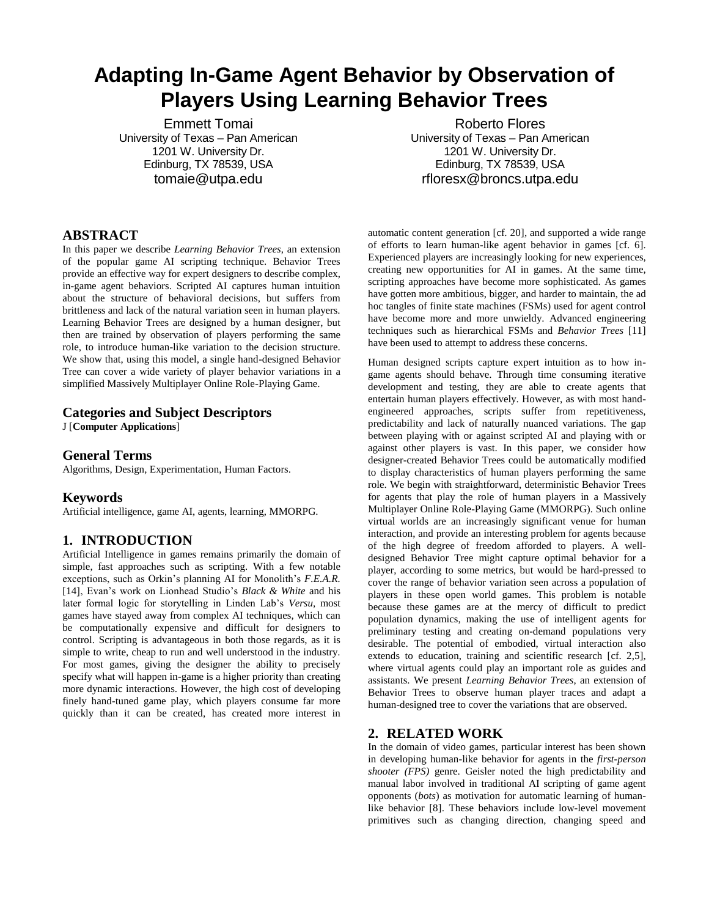# Adapting In-Game Agent Behavior by Observation of Players Using Learning Behavior Trees

Emmett Tomai
University of Texas – Pan American
1201 W. University Dr.
Edinburg, TX 78539, USA
tomaie@utpa.edu

Roberto Flores
University of Texas – Pan American
1201 W. University Dr.
Edinburg, TX 78539, USA
rfloresx@broncs.utpa.edu

## ABSTRACT

In this paper we describe *Learning Behavior Trees*, an extension of the popular game AI scripting technique. Behavior Trees provide an effective way for expert designers to describe complex, in-game agent behaviors. Scripted AI captures human intuition about the structure of behavioral decisions, but suffers from brittleness and lack of the natural variation seen in human players. Learning Behavior Trees are designed by a human designer, but then are trained by observation of players performing the same role, to introduce human-like variation to the decision structure. We show that, using this model, a single hand-designed Behavior Tree can cover a wide variety of player behavior variations in a simplified Massively Multiplayer Online Role-Playing Game.

### Categories and Subject Descriptors

J [**Computer Applications**]

### General Terms

Algorithms, Design, Experimentation, Human Factors.

### Keywords

Artificial intelligence, game AI, agents, learning, MMORPG.

## 1. INTRODUCTION

Artificial Intelligence in games remains primarily the domain of simple, fast approaches such as scripting. With a few notable exceptions, such as Orkin's planning AI for Monolith's *F.E.A.R.* [14], Evan's work on Lionhead Studio's *Black & White* and his later formal logic for storytelling in Linden Lab's *Versu*, most games have stayed away from complex AI techniques, which can be computationally expensive and difficult for designers to control. Scripting is advantageous in both those regards, as it is simple to write, cheap to run and well understood in the industry. For most games, giving the designer the ability to precisely specify what will happen in-game is a higher priority than creating more dynamic interactions. However, the high cost of developing finely hand-tuned game play, which players consume far more quickly than it can be created, has created more interest in automatic content generation [cf. 20], and supported a wide range of efforts to learn human-like agent behavior in games [cf. 6]. Experienced players are increasingly looking for new experiences, creating new opportunities for AI in games. At the same time, scripting approaches have become more sophisticated. As games have gotten more ambitious, bigger, and harder to maintain, the ad hoc tangles of finite state machines (FSMs) used for agent control have become more and more unwieldy. Advanced engineering techniques such as hierarchical FSMs and *Behavior Trees* [11] have been used to attempt to address these concerns.

Human designed scripts capture expert intuition as to how in-game agents should behave. Through time consuming iterative development and testing, they are able to create agents that entertain human players effectively. However, as with most hand-engineered approaches, scripts suffer from repetitiveness, predictability and lack of naturally nuanced variations. The gap between playing with or against scripted AI and playing with or against other players is vast. In this paper, we consider how designer-created Behavior Trees could be automatically modified to display characteristics of human players performing the same role. We begin with straightforward, deterministic Behavior Trees for agents that play the role of human players in a Massively Multiplayer Online Role-Playing Game (MMORPG). Such online virtual worlds are an increasingly significant venue for human interaction, and provide an interesting problem for agents because of the high degree of freedom afforded to players. A well-designed Behavior Tree might capture optimal behavior for a player, according to some metrics, but would be hard-pressed to cover the range of behavior variation seen across a population of players in these open world games. This problem is notable because these games are at the mercy of difficult to predict population dynamics, making the use of intelligent agents for preliminary testing and creating on-demand populations very desirable. The potential of embodied, virtual interaction also extends to education, training and scientific research [cf. 2,5], where virtual agents could play an important role as guides and assistants. We present *Learning Behavior Trees*, an extension of Behavior Trees to observe human player traces and adapt a human-designed tree to cover the variations that are observed.

## 2. RELATED WORK

In the domain of video games, particular interest has been shown in developing human-like behavior for agents in the *first-person shooter (FPS)* genre. Geisler noted the high predictability and manual labor involved in traditional AI scripting of game agent opponents (*bots*) as motivation for automatic learning of human-like behavior [8]. These behaviors include low-level movement primitives such as changing direction, changing speed and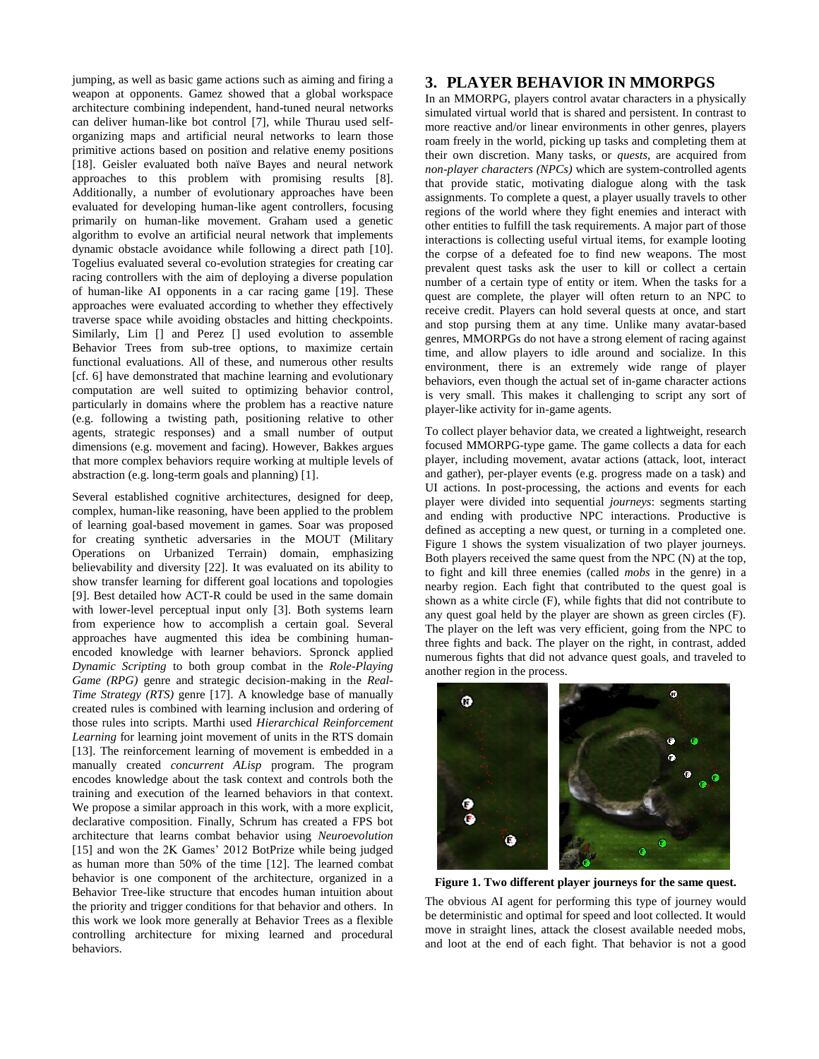jumping, as well as basic game actions such as aiming and firing a weapon at opponents. Gamez showed that a global workspace architecture combining independent, hand-tuned neural networks can deliver human-like bot control [7], while Thurau used self-organizing maps and artificial neural networks to learn those primitive actions based on position and relative enemy positions [18]. Geisler evaluated both naïve Bayes and neural network approaches to this problem with promising results [8]. Additionally, a number of evolutionary approaches have been evaluated for developing human-like agent controllers, focusing primarily on human-like movement. Graham used a genetic algorithm to evolve an artificial neural network that implements dynamic obstacle avoidance while following a direct path [10]. Togelius evaluated several co-evolution strategies for creating car racing controllers with the aim of deploying a diverse population of human-like AI opponents in a car racing game [19]. These approaches were evaluated according to whether they effectively traverse space while avoiding obstacles and hitting checkpoints. Similarly, Lim [] and Perez [] used evolution to assemble Behavior Trees from sub-tree options, to maximize certain functional evaluations. All of these, and numerous other results [cf. 6] have demonstrated that machine learning and evolutionary computation are well suited to optimizing behavior control, particularly in domains where the problem has a reactive nature (e.g. following a twisting path, positioning relative to other agents, strategic responses) and a small number of output dimensions (e.g. movement and facing). However, Bakkes argues that more complex behaviors require working at multiple levels of abstraction (e.g. long-term goals and planning) [1].

Several established cognitive architectures, designed for deep, complex, human-like reasoning, have been applied to the problem of learning goal-based movement in games. Soar was proposed for creating synthetic adversaries in the MOUT (Military Operations on Urbanized Terrain) domain, emphasizing believability and diversity [22]. It was evaluated on its ability to show transfer learning for different goal locations and topologies [9]. Best detailed how ACT-R could be used in the same domain with lower-level perceptual input only [3]. Both systems learn from experience how to accomplish a certain goal. Several approaches have augmented this idea be combining human-encoded knowledge with learner behaviors. Spronck applied *Dynamic Scripting* to both group combat in the *Role-Playing Game (RPG)* genre and strategic decision-making in the *Real-Time Strategy (RTS)* genre [17]. A knowledge base of manually created rules is combined with learning inclusion and ordering of those rules into scripts. Marthi used *Hierarchical Reinforcement Learning* for learning joint movement of units in the RTS domain [13]. The reinforcement learning of movement is embedded in a manually created *concurrent ALisp* program. The program encodes knowledge about the task context and controls both the training and execution of the learned behaviors in that context. We propose a similar approach in this work, with a more explicit, declarative composition. Finally, Schrum has created a FPS bot architecture that learns combat behavior using *Neuroevolution* [15] and won the 2K Games' 2012 BotPrize while being judged as human more than 50% of the time [12]. The learned combat behavior is one component of the architecture, organized in a Behavior Tree-like structure that encodes human intuition about the priority and trigger conditions for that behavior and others. In this work we look more generally at Behavior Trees as a flexible controlling architecture for mixing learned and procedural behaviors.

## 3. PLAYER BEHAVIOR IN MMORPGS

In an MMORPG, players control avatar characters in a physically simulated virtual world that is shared and persistent. In contrast to more reactive and/or linear environments in other genres, players roam freely in the world, picking up tasks and completing them at their own discretion. Many tasks, or *quests*, are acquired from *non-player characters (NPCs)* which are system-controlled agents that provide static, motivating dialogue along with the task assignments. To complete a quest, a player usually travels to other regions of the world where they fight enemies and interact with other entities to fulfill the task requirements. A major part of those interactions is collecting useful virtual items, for example looting the corpse of a defeated foe to find new weapons. The most prevalent quest tasks ask the user to kill or collect a certain number of a certain type of entity or item. When the tasks for a quest are complete, the player will often return to an NPC to receive credit. Players can hold several quests at once, and start and stop pursing them at any time. Unlike many avatar-based genres, MMORPGs do not have a strong element of racing against time, and allow players to idle around and socialize. In this environment, there is an extremely wide range of player behaviors, even though the actual set of in-game character actions is very small. This makes it challenging to script any sort of player-like activity for in-game agents.

To collect player behavior data, we created a lightweight, research focused MMORPG-type game. The game collects a data for each player, including movement, avatar actions (attack, loot, interact and gather), per-player events (e.g. progress made on a task) and UI actions. In post-processing, the actions and events for each player were divided into sequential *journeys*: segments starting and ending with productive NPC interactions. Productive is defined as accepting a new quest, or turning in a completed one. Figure 1 shows the system visualization of two player journeys. Both players received the same quest from the NPC (N) at the top, to fight and kill three enemies (called *mobs* in the genre) in a nearby region. Each fight that contributed to the quest goal is shown as a white circle (F), while fights that did not contribute to any quest goal held by the player are shown as green circles (F). The player on the left was very efficient, going from the NPC to three fights and back. The player on the right, in contrast, added numerous fights that did not advance quest goals, and traveled to another region in the process.

**Figure 1. Two different player journeys for the same quest.**

The obvious AI agent for performing this type of journey would be deterministic and optimal for speed and loot collected. It would move in straight lines, attack the closest available needed mobs, and loot at the end of each fight. That behavior is not a good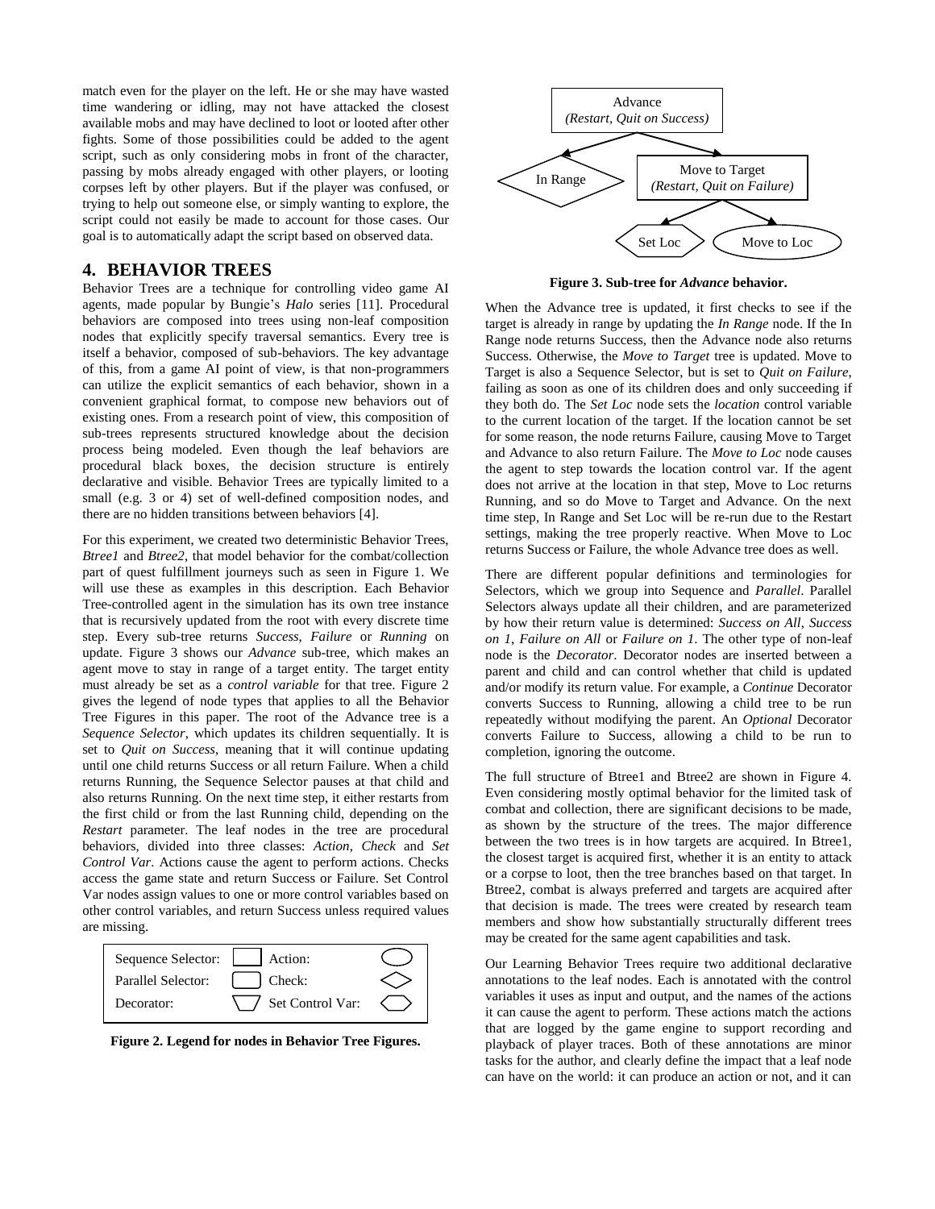match even for the player on the left. He or she may have wasted time wandering or idling, may not have attacked the closest available mobs and may have declined to loot or looted after other fights. Some of those possibilities could be added to the agent script, such as only considering mobs in front of the character, passing by mobs already engaged with other players, or looting corpses left by other players. But if the player was confused, or trying to help out someone else, or simply wanting to explore, the script could not easily be made to account for those cases. Our goal is to automatically adapt the script based on observed data.

## 4. BEHAVIOR TREES

Behavior Trees are a technique for controlling video game AI agents, made popular by Bungie's *Halo* series [11]. Procedural behaviors are composed into trees using non-leaf composition nodes that explicitly specify traversal semantics. Every tree is itself a behavior, composed of sub-behaviors. The key advantage of this, from a game AI point of view, is that non-programmers can utilize the explicit semantics of each behavior, shown in a convenient graphical format, to compose new behaviors out of existing ones. From a research point of view, this composition of sub-trees represents structured knowledge about the decision process being modeled. Even though the leaf behaviors are procedural black boxes, the decision structure is entirely declarative and visible. Behavior Trees are typically limited to a small (e.g. 3 or 4) set of well-defined composition nodes, and there are no hidden transitions between behaviors [4].

For this experiment, we created two deterministic Behavior Trees, *Btree1* and *Btree2*, that model behavior for the combat/collection part of quest fulfillment journeys such as seen in Figure 1. We will use these as examples in this description. Each Behavior Tree-controlled agent in the simulation has its own tree instance that is recursively updated from the root with every discrete time step. Every sub-tree returns *Success*, *Failure* or *Running* on update. Figure 3 shows our *Advance* sub-tree, which makes an agent move to stay in range of a target entity. The target entity must already be set as a *control variable* for that tree. Figure 2 gives the legend of node types that applies to all the Behavior Tree Figures in this paper. The root of the Advance tree is a *Sequence Selector*, which updates its children sequentially. It is set to *Quit on Success*, meaning that it will continue updating until one child returns Success or all return Failure. When a child returns Running, the Sequence Selector pauses at that child and also returns Running. On the next time step, it either restarts from the first child or from the last Running child, depending on the *Restart* parameter. The leaf nodes in the tree are procedural behaviors, divided into three classes: *Action*, *Check* and *Set Control Var*. Actions cause the agent to perform actions. Checks access the game state and return Success or Failure. Set Control Var nodes assign values to one or more control variables based on other control variables, and return Success unless required values are missing.

| Sequence Selector: | | Action: | |
|---|---|---|---|
| Parallel Selector: | | Check: | |
| Decorator: | | Set Control Var: | |

**Figure 2. Legend for nodes in Behavior Tree Figures.**

Advance (*Restart, Quit on Success*) → In Range; Move to Target (*Restart, Quit on Failure*) → Set Loc; Move to Loc

**Figure 3. Sub-tree for *Advance* behavior.**

When the Advance tree is updated, it first checks to see if the target is already in range by updating the *In Range* node. If the In Range node returns Success, then the Advance node also returns Success. Otherwise, the *Move to Target* tree is updated. Move to Target is also a Sequence Selector, but is set to *Quit on Failure*, failing as soon as one of its children does and only succeeding if they both do. The *Set Loc* node sets the *location* control variable to the current location of the target. If the location cannot be set for some reason, the node returns Failure, causing Move to Target and Advance to also return Failure. The *Move to Loc* node causes the agent to step towards the location control var. If the agent does not arrive at the location in that step, Move to Loc returns Running, and so do Move to Target and Advance. On the next time step, In Range and Set Loc will be re-run due to the Restart settings, making the tree properly reactive. When Move to Loc returns Success or Failure, the whole Advance tree does as well.

There are different popular definitions and terminologies for Selectors, which we group into Sequence and *Parallel*. Parallel Selectors always update all their children, and are parameterized by how their return value is determined: *Success on All*, *Success on 1*, *Failure on All* or *Failure on 1*. The other type of non-leaf node is the *Decorator*. Decorator nodes are inserted between a parent and child and can control whether that child is updated and/or modify its return value. For example, a *Continue* Decorator converts Success to Running, allowing a child tree to be run repeatedly without modifying the parent. An *Optional* Decorator converts Failure to Success, allowing a child to be run to completion, ignoring the outcome.

The full structure of Btree1 and Btree2 are shown in Figure 4. Even considering mostly optimal behavior for the limited task of combat and collection, there are significant decisions to be made, as shown by the structure of the trees. The major difference between the two trees is in how targets are acquired. In Btree1, the closest target is acquired first, whether it is an entity to attack or a corpse to loot, then the tree branches based on that target. In Btree2, combat is always preferred and targets are acquired after that decision is made. The trees were created by research team members and show how substantially structurally different trees may be created for the same agent capabilities and task.

Our Learning Behavior Trees require two additional declarative annotations to the leaf nodes. Each is annotated with the control variables it uses as input and output, and the names of the actions it can cause the agent to perform. These actions match the actions that are logged by the game engine to support recording and playback of player traces. Both of these annotations are minor tasks for the author, and clearly define the impact that a leaf node can have on the world: it can produce an action or not, and it can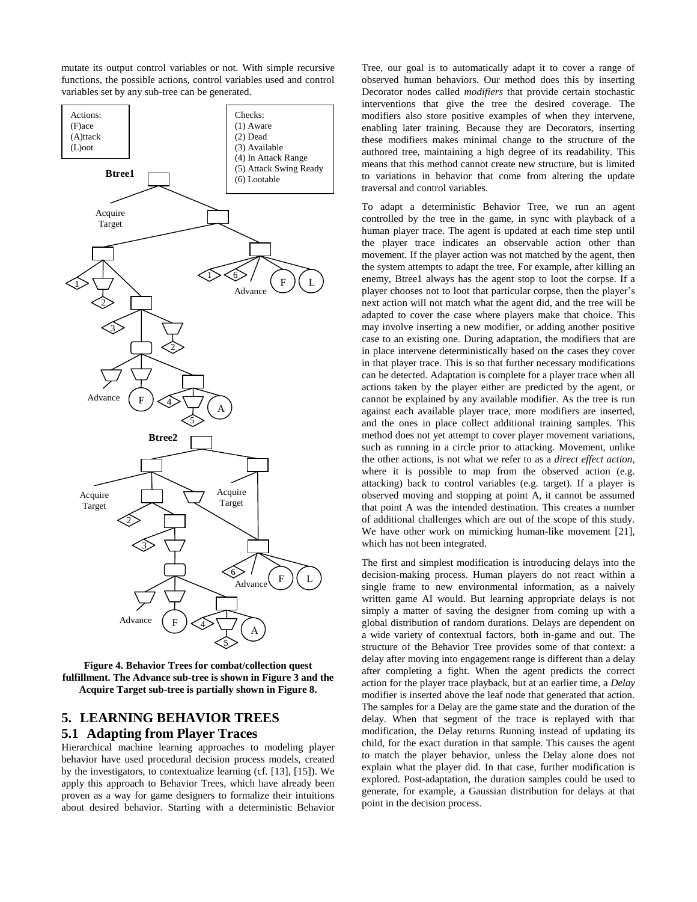mutate its output control variables or not. With simple recursive functions, the possible actions, control variables used and control variables set by any sub-tree can be generated.

**Figure 4. Behavior Trees for combat/collection quest fulfillment. The Advance sub-tree is shown in Figure 3 and the Acquire Target sub-tree is partially shown in Figure 8.**

## 5. LEARNING BEHAVIOR TREES

### 5.1 Adapting from Player Traces

Hierarchical machine learning approaches to modeling player behavior have used procedural decision process models, created by the investigators, to contextualize learning (cf. [13], [15]). We apply this approach to Behavior Trees, which have already been proven as a way for game designers to formalize their intuitions about desired behavior. Starting with a deterministic Behavior Tree, our goal is to automatically adapt it to cover a range of observed human behaviors. Our method does this by inserting Decorator nodes called *modifiers* that provide certain stochastic interventions that give the tree the desired coverage. The modifiers also store positive examples of when they intervene, enabling later training. Because they are Decorators, inserting these modifiers makes minimal change to the structure of the authored tree, maintaining a high degree of its readability. This means that this method cannot create new structure, but is limited to variations in behavior that come from altering the update traversal and control variables.

To adapt a deterministic Behavior Tree, we run an agent controlled by the tree in the game, in sync with playback of a human player trace. The agent is updated at each time step until the player trace indicates an observable action other than movement. If the player action was not matched by the agent, then the system attempts to adapt the tree. For example, after killing an enemy, Btree1 always has the agent stop to loot the corpse. If a player chooses not to loot that particular corpse, then the player's next action will not match what the agent did, and the tree will be adapted to cover the case where players make that choice. This may involve inserting a new modifier, or adding another positive case to an existing one. During adaptation, the modifiers that are in place intervene deterministically based on the cases they cover in that player trace. This is so that further necessary modifications can be detected. Adaptation is complete for a player trace when all actions taken by the player either are predicted by the agent, or cannot be explained by any available modifier. As the tree is run against each available player trace, more modifiers are inserted, and the ones in place collect additional training samples. This method does not yet attempt to cover player movement variations, such as running in a circle prior to attacking. Movement, unlike the other actions, is not what we refer to as a *direct effect action*, where it is possible to map from the observed action (e.g. attacking) back to control variables (e.g. target). If a player is observed moving and stopping at point A, it cannot be assumed that point A was the intended destination. This creates a number of additional challenges which are out of the scope of this study. We have other work on mimicking human-like movement [21], which has not been integrated.

The first and simplest modification is introducing delays into the decision-making process. Human players do not react within a single frame to new environmental information, as a naively written game AI would. But learning appropriate delays is not simply a matter of saving the designer from coming up with a global distribution of random durations. Delays are dependent on a wide variety of contextual factors, both in-game and out. The structure of the Behavior Tree provides some of that context: a delay after moving into engagement range is different than a delay after completing a fight. When the agent predicts the correct action for the player trace playback, but at an earlier time, a *Delay* modifier is inserted above the leaf node that generated that action. The samples for a Delay are the game state and the duration of the delay. When that segment of the trace is replayed with that modification, the Delay returns Running instead of updating its child, for the exact duration in that sample. This causes the agent to match the player behavior, unless the Delay alone does not explain what the player did. In that case, further modification is explored. Post-adaptation, the duration samples could be used to generate, for example, a Gaussian distribution for delays at that point in the decision process.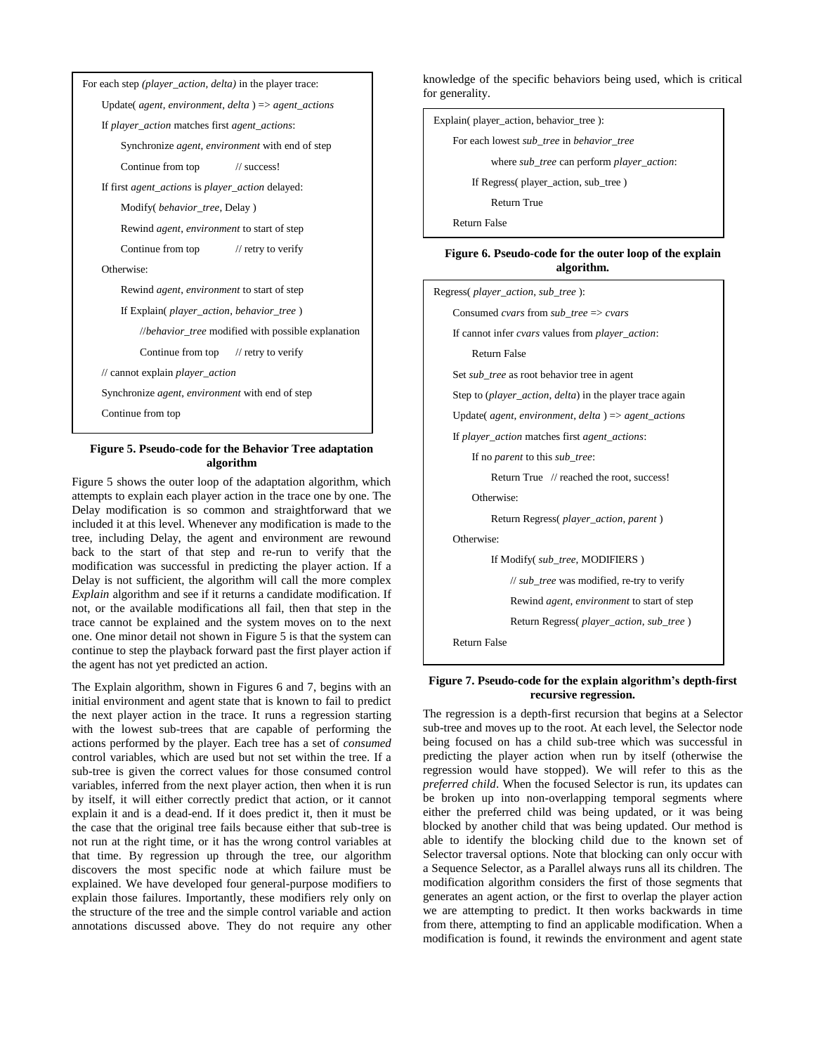```
For each step (player_action, delta) in the player trace:
    Update( agent, environment, delta ) => agent_actions
    If player_action matches first agent_actions:
        Synchronize agent, environment with end of step
        Continue from top          // success!
    If first agent_actions is player_action delayed:
        Modify( behavior_tree, Delay )
        Rewind agent, environment to start of step
        Continue from top          // retry to verify
    Otherwise:
        Rewind agent, environment to start of step
        If Explain( player_action, behavior_tree )
            //behavior_tree modified with possible explanation
            Continue from top      // retry to verify
    // cannot explain player_action
    Synchronize agent, environment with end of step
    Continue from top
```

**Figure 5. Pseudo-code for the Behavior Tree adaptation algorithm**

Figure 5 shows the outer loop of the adaptation algorithm, which attempts to explain each player action in the trace one by one. The Delay modification is so common and straightforward that we included it at this level. Whenever any modification is made to the tree, including Delay, the agent and environment are rewound back to the start of that step and re-run to verify that the modification was successful in predicting the player action. If a Delay is not sufficient, the algorithm will call the more complex *Explain* algorithm and see if it returns a candidate modification. If not, or the available modifications all fail, then that step in the trace cannot be explained and the system moves on to the next one. One minor detail not shown in Figure 5 is that the system can continue to step the playback forward past the first player action if the agent has not yet predicted an action.

The Explain algorithm, shown in Figures 6 and 7, begins with an initial environment and agent state that is known to fail to predict the next player action in the trace. It runs a regression starting with the lowest sub-trees that are capable of performing the actions performed by the player. Each tree has a set of *consumed* control variables, which are used but not set within the tree. If a sub-tree is given the correct values for those consumed control variables, inferred from the next player action, then when it is run by itself, it will either correctly predict that action, or it cannot explain it and is a dead-end. If it does predict it, then it must be the case that the original tree fails because either that sub-tree is not run at the right time, or it has the wrong control variables at that time. By regression up through the tree, our algorithm discovers the most specific node at which failure must be explained. We have developed four general-purpose modifiers to explain those failures. Importantly, these modifiers rely only on the structure of the tree and the simple control variable and action annotations discussed above. They do not require any other knowledge of the specific behaviors being used, which is critical for generality.

```
Explain( player_action, behavior_tree ):
    For each lowest sub_tree in behavior_tree
            where sub_tree can perform player_action:
        If Regress( player_action, sub_tree )
            Return True
    Return False
```

**Figure 6. Pseudo-code for the outer loop of the explain algorithm.**

```
Regress( player_action, sub_tree ):
    Consumed cvars from sub_tree => cvars
    If cannot infer cvars values from player_action:
        Return False
    Set sub_tree as root behavior tree in agent
    Step to (player_action, delta) in the player trace again
    Update( agent, environment, delta ) => agent_actions
    If player_action matches first agent_actions:
        If no parent to this sub_tree:
            Return True   // reached the root, success!
        Otherwise:
            Return Regress( player_action, parent )
    Otherwise:
            If Modify( sub_tree, MODIFIERS )
                // sub_tree was modified, re-try to verify
                Rewind agent, environment to start of step
                Return Regress( player_action, sub_tree )
    Return False
```

**Figure 7. Pseudo-code for the explain algorithm's depth-first recursive regression.**

The regression is a depth-first recursion that begins at a Selector sub-tree and moves up to the root. At each level, the Selector node being focused on has a child sub-tree which was successful in predicting the player action when run by itself (otherwise the regression would have stopped). We will refer to this as the *preferred child*. When the focused Selector is run, its updates can be broken up into non-overlapping temporal segments where either the preferred child was being updated, or it was being blocked by another child that was being updated. Our method is able to identify the blocking child due to the known set of Selector traversal options. Note that blocking can only occur with a Sequence Selector, as a Parallel always runs all its children. The modification algorithm considers the first of those segments that generates an agent action, or the first to overlap the player action we are attempting to predict. It then works backwards in time from there, attempting to find an applicable modification. When a modification is found, it rewinds the environment and agent state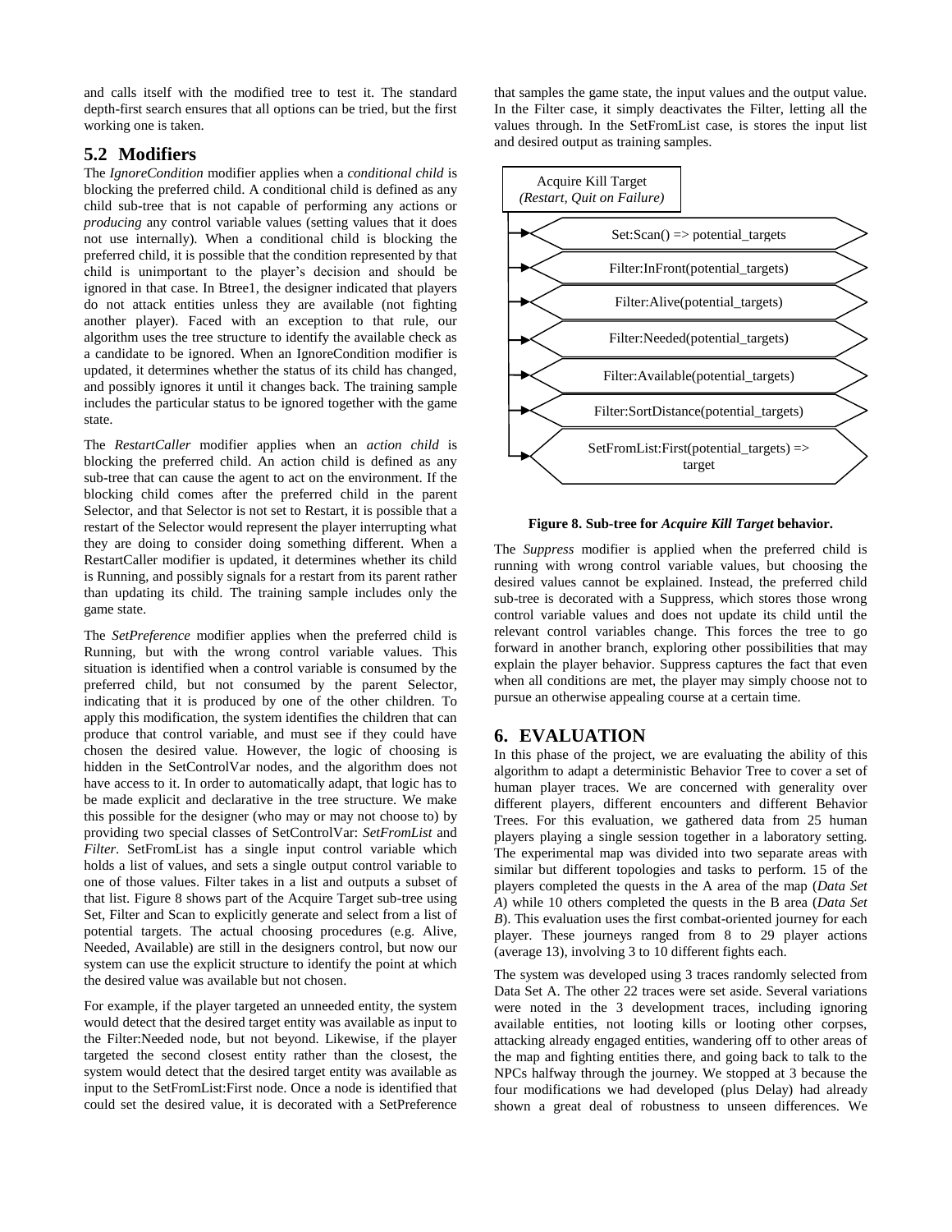and calls itself with the modified tree to test it. The standard depth-first search ensures that all options can be tried, but the first working one is taken.

## 5.2 Modifiers

The *IgnoreCondition* modifier applies when a *conditional child* is blocking the preferred child. A conditional child is defined as any child sub-tree that is not capable of performing any actions or *producing* any control variable values (setting values that it does not use internally). When a conditional child is blocking the preferred child, it is possible that the condition represented by that child is unimportant to the player's decision and should be ignored in that case. In Btree1, the designer indicated that players do not attack entities unless they are available (not fighting another player). Faced with an exception to that rule, our algorithm uses the tree structure to identify the available check as a candidate to be ignored. When an IgnoreCondition modifier is updated, it determines whether the status of its child has changed, and possibly ignores it until it changes back. The training sample includes the particular status to be ignored together with the game state.

The *RestartCaller* modifier applies when an *action child* is blocking the preferred child. An action child is defined as any sub-tree that can cause the agent to act on the environment. If the blocking child comes after the preferred child in the parent Selector, and that Selector is not set to Restart, it is possible that a restart of the Selector would represent the player interrupting what they are doing to consider doing something different. When a RestartCaller modifier is updated, it determines whether its child is Running, and possibly signals for a restart from its parent rather than updating its child. The training sample includes only the game state.

The *SetPreference* modifier applies when the preferred child is Running, but with the wrong control variable values. This situation is identified when a control variable is consumed by the preferred child, but not consumed by the parent Selector, indicating that it is produced by one of the other children. To apply this modification, the system identifies the children that can produce that control variable, and must see if they could have chosen the desired value. However, the logic of choosing is hidden in the SetControlVar nodes, and the algorithm does not have access to it. In order to automatically adapt, that logic has to be made explicit and declarative in the tree structure. We make this possible for the designer (who may or may not choose to) by providing two special classes of SetControlVar: *SetFromList* and *Filter*. SetFromList has a single input control variable which holds a list of values, and sets a single output control variable to one of those values. Filter takes in a list and outputs a subset of that list. Figure 8 shows part of the Acquire Target sub-tree using Set, Filter and Scan to explicitly generate and select from a list of potential targets. The actual choosing procedures (e.g. Alive, Needed, Available) are still in the designers control, but now our system can use the explicit structure to identify the point at which the desired value was available but not chosen.

For example, if the player targeted an unneeded entity, the system would detect that the desired target entity was available as input to the Filter:Needed node, but not beyond. Likewise, if the player targeted the second closest entity rather than the closest, the system would detect that the desired target entity was available as input to the SetFromList:First node. Once a node is identified that could set the desired value, it is decorated with a SetPreference that samples the game state, the input values and the output value. In the Filter case, it simply deactivates the Filter, letting all the values through. In the SetFromList case, is stores the input list and desired output as training samples.

Acquire Kill Target
*(Restart, Quit on Failure)*

- Set:Scan() => potential_targets
- Filter:InFront(potential_targets)
- Filter:Alive(potential_targets)
- Filter:Needed(potential_targets)
- Filter:Available(potential_targets)
- Filter:SortDistance(potential_targets)
- SetFromList:First(potential_targets) => target

**Figure 8. Sub-tree for *Acquire Kill Target* behavior.**

The *Suppress* modifier is applied when the preferred child is running with wrong control variable values, but choosing the desired values cannot be explained. Instead, the preferred child sub-tree is decorated with a Suppress, which stores those wrong control variable values and does not update its child until the relevant control variables change. This forces the tree to go forward in another branch, exploring other possibilities that may explain the player behavior. Suppress captures the fact that even when all conditions are met, the player may simply choose not to pursue an otherwise appealing course at a certain time.

# 6. EVALUATION

In this phase of the project, we are evaluating the ability of this algorithm to adapt a deterministic Behavior Tree to cover a set of human player traces. We are concerned with generality over different players, different encounters and different Behavior Trees. For this evaluation, we gathered data from 25 human players playing a single session together in a laboratory setting. The experimental map was divided into two separate areas with similar but different topologies and tasks to perform. 15 of the players completed the quests in the A area of the map (*Data Set A*) while 10 others completed the quests in the B area (*Data Set B*). This evaluation uses the first combat-oriented journey for each player. These journeys ranged from 8 to 29 player actions (average 13), involving 3 to 10 different fights each.

The system was developed using 3 traces randomly selected from Data Set A. The other 22 traces were set aside. Several variations were noted in the 3 development traces, including ignoring available entities, not looting kills or looting other corpses, attacking already engaged entities, wandering off to other areas of the map and fighting entities there, and going back to talk to the NPCs halfway through the journey. We stopped at 3 because the four modifications we had developed (plus Delay) had already shown a great deal of robustness to unseen differences. We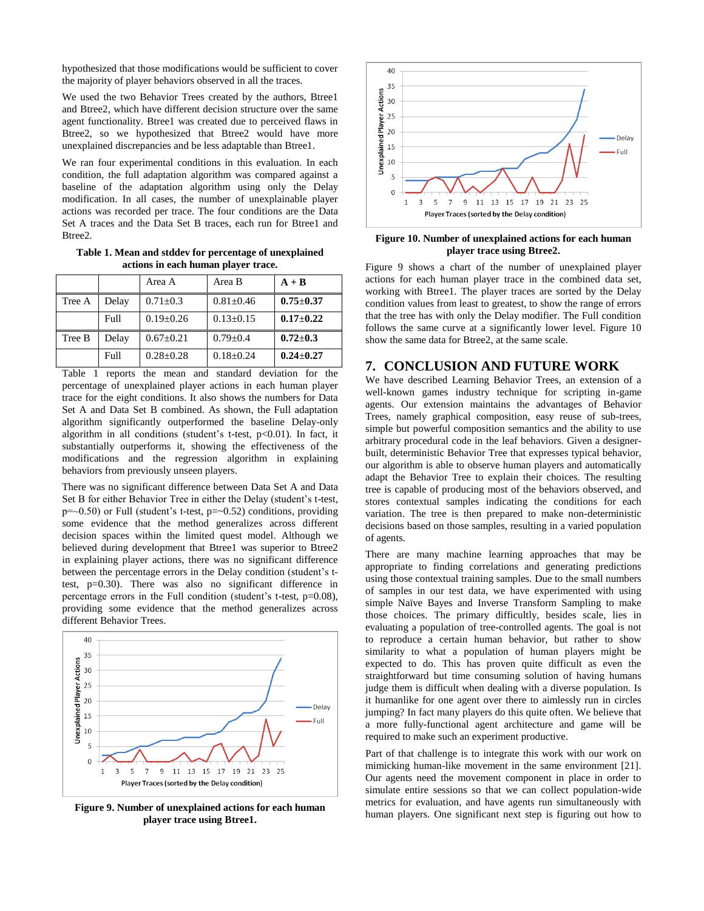hypothesized that those modifications would be sufficient to cover the majority of player behaviors observed in all the traces.

We used the two Behavior Trees created by the authors, Btree1 and Btree2, which have different decision structure over the same agent functionality. Btree1 was created due to perceived flaws in Btree2, so we hypothesized that Btree2 would have more unexplained discrepancies and be less adaptable than Btree1.

We ran four experimental conditions in this evaluation. In each condition, the full adaptation algorithm was compared against a baseline of the adaptation algorithm using only the Delay modification. In all cases, the number of unexplainable player actions was recorded per trace. The four conditions are the Data Set A traces and the Data Set B traces, each run for Btree1 and Btree2.

**Table 1. Mean and stddev for percentage of unexplained actions in each human player trace.**

| | | Area A | Area B | **A + B** |
|---|---|---|---|---|
| Tree A | Delay | 0.71±0.3 | 0.81±0.46 | **0.75±0.37** |
| | Full | 0.19±0.26 | 0.13±0.15 | **0.17±0.22** |
| Tree B | Delay | 0.67±0.21 | 0.79±0.4 | **0.72±0.3** |
| | Full | 0.28±0.28 | 0.18±0.24 | **0.24±0.27** |

Table 1 reports the mean and standard deviation for the percentage of unexplained player actions in each human player trace for the eight conditions. It also shows the numbers for Data Set A and Data Set B combined. As shown, the Full adaptation algorithm significantly outperformed the baseline Delay-only algorithm in all conditions (student's t-test, $p<0.01$). In fact, it substantially outperforms it, showing the effectiveness of the modifications and the regression algorithm in explaining behaviors from previously unseen players.

There was no significant difference between Data Set A and Data Set B for either Behavior Tree in either the Delay (student's t-test, p=~0.50) or Full (student's t-test, p=~0.52) conditions, providing some evidence that the method generalizes across different decision spaces within the limited quest model. Although we believed during development that Btree1 was superior to Btree2 in explaining player actions, there was no significant difference between the percentage errors in the Delay condition (student's t-test, p=0.30). There was also no significant difference in percentage errors in the Full condition (student's t-test, p=0.08), providing some evidence that the method generalizes across different Behavior Trees.

**Figure 9. Number of unexplained actions for each human player trace using Btree1.**

**Figure 10. Number of unexplained actions for each human player trace using Btree2.**

Figure 9 shows a chart of the number of unexplained player actions for each human player trace in the combined data set, working with Btree1. The player traces are sorted by the Delay condition values from least to greatest, to show the range of errors that the tree has with only the Delay modifier. The Full condition follows the same curve at a significantly lower level. Figure 10 show the same data for Btree2, at the same scale.

## 7. CONCLUSION AND FUTURE WORK

We have described Learning Behavior Trees, an extension of a well-known games industry technique for scripting in-game agents. Our extension maintains the advantages of Behavior Trees, namely graphical composition, easy reuse of sub-trees, simple but powerful composition semantics and the ability to use arbitrary procedural code in the leaf behaviors. Given a designer-built, deterministic Behavior Tree that expresses typical behavior, our algorithm is able to observe human players and automatically adapt the Behavior Tree to explain their choices. The resulting tree is capable of producing most of the behaviors observed, and stores contextual samples indicating the conditions for each variation. The tree is then prepared to make non-deterministic decisions based on those samples, resulting in a varied population of agents.

There are many machine learning approaches that may be appropriate to finding correlations and generating predictions using those contextual training samples. Due to the small numbers of samples in our test data, we have experimented with using simple Naïve Bayes and Inverse Transform Sampling to make those choices. The primary difficultly, besides scale, lies in evaluating a population of tree-controlled agents. The goal is not to reproduce a certain human behavior, but rather to show similarity to what a population of human players might be expected to do. This has proven quite difficult as even the straightforward but time consuming solution of having humans judge them is difficult when dealing with a diverse population. Is it humanlike for one agent over there to aimlessly run in circles jumping? In fact many players do this quite often. We believe that a more fully-functional agent architecture and game will be required to make such an experiment productive.

Part of that challenge is to integrate this work with our work on mimicking human-like movement in the same environment [21]. Our agents need the movement component in place in order to simulate entire sessions so that we can collect population-wide metrics for evaluation, and have agents run simultaneously with human players. One significant next step is figuring out how to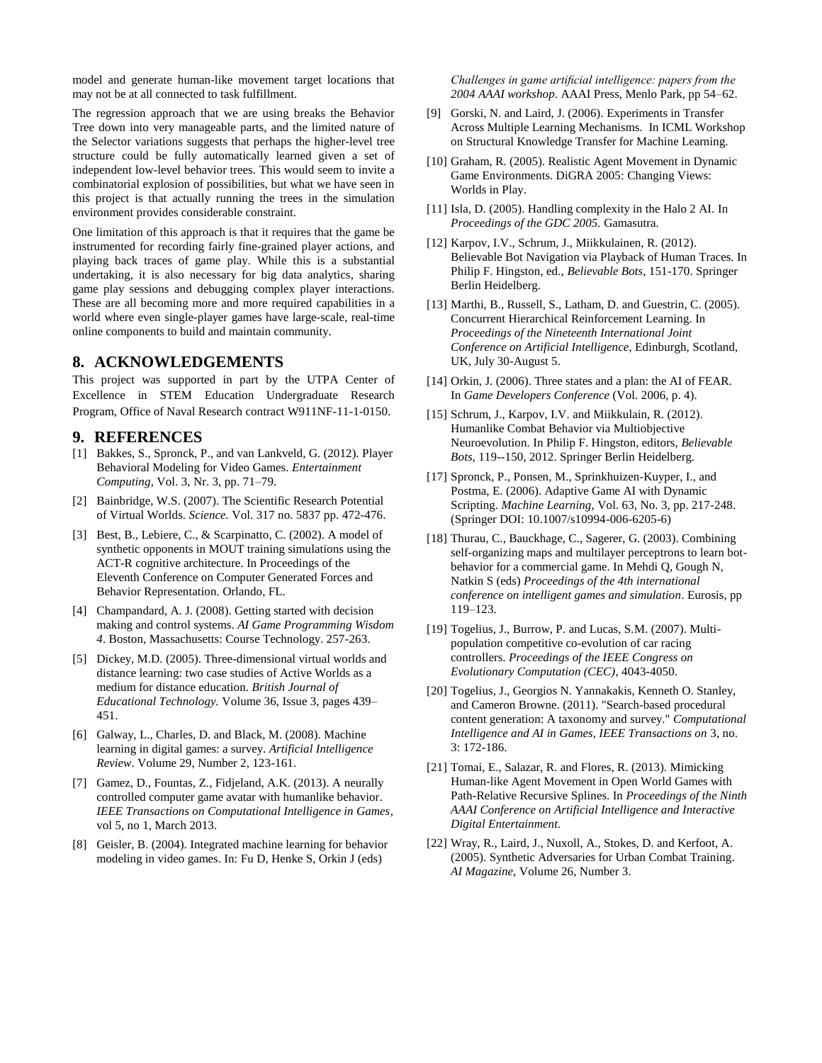model and generate human-like movement target locations that may not be at all connected to task fulfillment.

The regression approach that we are using breaks the Behavior Tree down into very manageable parts, and the limited nature of the Selector variations suggests that perhaps the higher-level tree structure could be fully automatically learned given a set of independent low-level behavior trees. This would seem to invite a combinatorial explosion of possibilities, but what we have seen in this project is that actually running the trees in the simulation environment provides considerable constraint.

One limitation of this approach is that it requires that the game be instrumented for recording fairly fine-grained player actions, and playing back traces of game play. While this is a substantial undertaking, it is also necessary for big data analytics, sharing game play sessions and debugging complex player interactions. These are all becoming more and more required capabilities in a world where even single-player games have large-scale, real-time online components to build and maintain community.

## 8. ACKNOWLEDGEMENTS

This project was supported in part by the UTPA Center of Excellence in STEM Education Undergraduate Research Program, Office of Naval Research contract W911NF-11-1-0150.

## 9. REFERENCES

[1] Bakkes, S., Spronck, P., and van Lankveld, G. (2012). Player Behavioral Modeling for Video Games. *Entertainment Computing*, Vol. 3, Nr. 3, pp. 71–79.

[2] Bainbridge, W.S. (2007). The Scientific Research Potential of Virtual Worlds. *Science.* Vol. 317 no. 5837 pp. 472-476.

[3] Best, B., Lebiere, C., & Scarpinatto, C. (2002). A model of synthetic opponents in MOUT training simulations using the ACT-R cognitive architecture. In Proceedings of the Eleventh Conference on Computer Generated Forces and Behavior Representation. Orlando, FL.

[4] Champandard, A. J. (2008). Getting started with decision making and control systems. *AI Game Programming Wisdom 4*. Boston, Massachusetts: Course Technology. 257-263.

[5] Dickey, M.D. (2005). Three-dimensional virtual worlds and distance learning: two case studies of Active Worlds as a medium for distance education. *British Journal of Educational Technology.* Volume 36, Issue 3, pages 439–451.

[6] Galway, L., Charles, D. and Black, M. (2008). Machine learning in digital games: a survey. *Artificial Intelligence Review*. Volume 29, Number 2, 123-161.

[7] Gamez, D., Fountas, Z., Fidjeland, A.K. (2013). A neurally controlled computer game avatar with humanlike behavior. *IEEE Transactions on Computational Intelligence in Games*, vol 5, no 1, March 2013.

[8] Geisler, B. (2004). Integrated machine learning for behavior modeling in video games. In: Fu D, Henke S, Orkin J (eds) *Challenges in game artificial intelligence: papers from the 2004 AAAI workshop*. AAAI Press, Menlo Park, pp 54–62.

[9] Gorski, N. and Laird, J. (2006). Experiments in Transfer Across Multiple Learning Mechanisms. In ICML Workshop on Structural Knowledge Transfer for Machine Learning.

[10] Graham, R. (2005). Realistic Agent Movement in Dynamic Game Environments. DiGRA 2005: Changing Views: Worlds in Play.

[11] Isla, D. (2005). Handling complexity in the Halo 2 AI. In *Proceedings of the GDC 2005.* Gamasutra.

[12] Karpov, I.V., Schrum, J., Miikkulainen, R. (2012). Believable Bot Navigation via Playback of Human Traces. In Philip F. Hingston, ed., *Believable Bots*, 151-170. Springer Berlin Heidelberg.

[13] Marthi, B., Russell, S., Latham, D. and Guestrin, C. (2005). Concurrent Hierarchical Reinforcement Learning. In *Proceedings of the Nineteenth International Joint Conference on Artificial Intelligence*, Edinburgh, Scotland, UK, July 30-August 5.

[14] Orkin, J. (2006). Three states and a plan: the AI of FEAR. In *Game Developers Conference* (Vol. 2006, p. 4).

[15] Schrum, J., Karpov, I.V. and Miikkulain, R. (2012). Humanlike Combat Behavior via Multiobjective Neuroevolution. In Philip F. Hingston, editors, *Believable Bots*, 119--150, 2012. Springer Berlin Heidelberg.

[17] Spronck, P., Ponsen, M., Sprinkhuizen-Kuyper, I., and Postma, E. (2006). Adaptive Game AI with Dynamic Scripting. *Machine Learning*, Vol. 63, No. 3, pp. 217-248. (Springer DOI: 10.1007/s10994-006-6205-6)

[18] Thurau, C., Bauckhage, C., Sagerer, G. (2003). Combining self-organizing maps and multilayer perceptrons to learn bot-behavior for a commercial game. In Mehdi Q, Gough N, Natkin S (eds) *Proceedings of the 4th international conference on intelligent games and simulation*. Eurosis, pp 119–123.

[19] Togelius, J., Burrow, P. and Lucas, S.M. (2007). Multi-population competitive co-evolution of car racing controllers. *Proceedings of the IEEE Congress on Evolutionary Computation (CEC)*, 4043-4050.

[20] Togelius, J., Georgios N. Yannakakis, Kenneth O. Stanley, and Cameron Browne. (2011). "Search-based procedural content generation: A taxonomy and survey." *Computational Intelligence and AI in Games, IEEE Transactions on* 3, no. 3: 172-186.

[21] Tomai, E., Salazar, R. and Flores, R. (2013). Mimicking Human-like Agent Movement in Open World Games with Path-Relative Recursive Splines. In *Proceedings of the Ninth AAAI Conference on Artificial Intelligence and Interactive Digital Entertainment*.

[22] Wray, R., Laird, J., Nuxoll, A., Stokes, D. and Kerfoot, A. (2005). Synthetic Adversaries for Urban Combat Training. *AI Magazine*, Volume 26, Number 3.